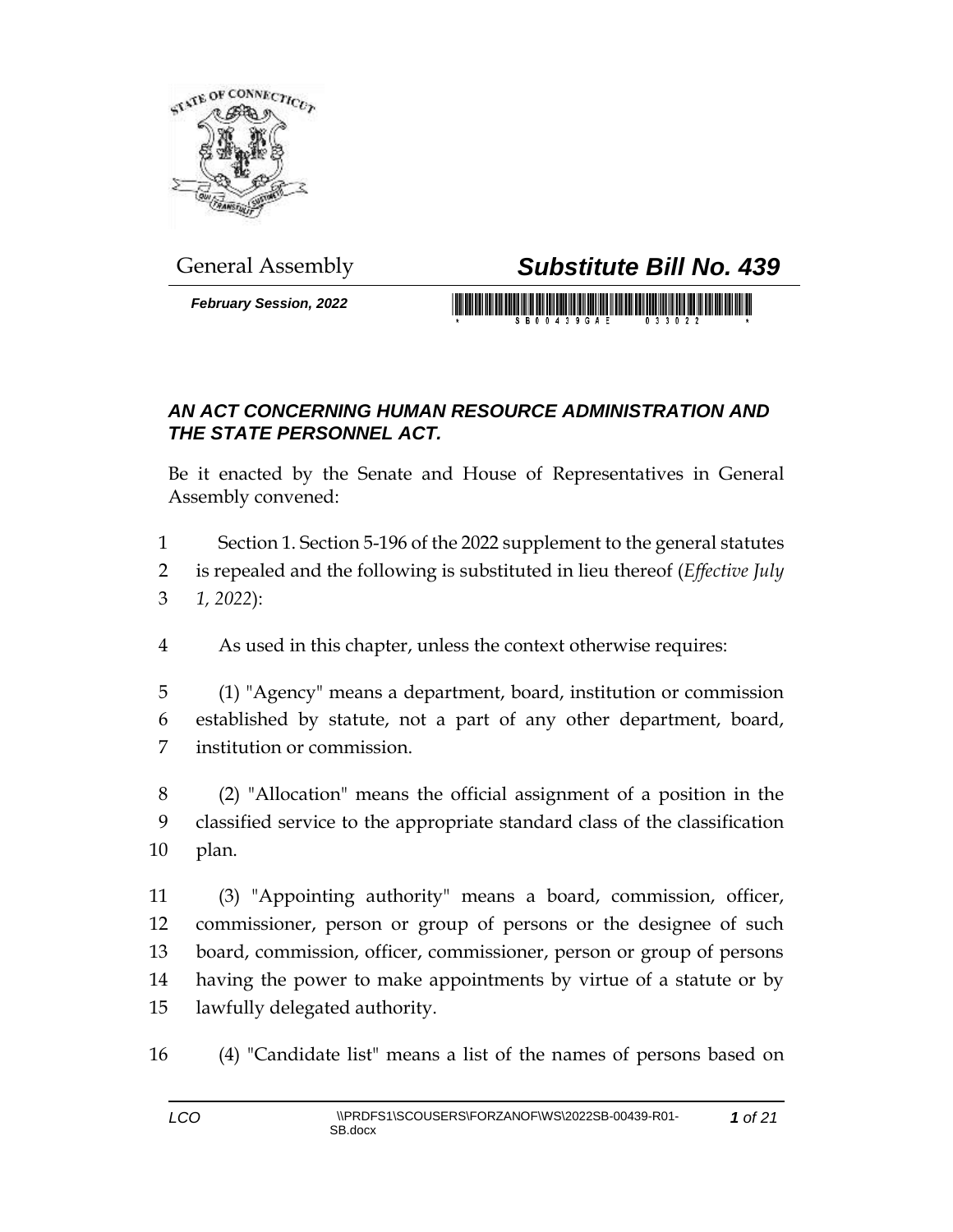General Assembly

# *Substitute Bill No. 439*

***February Session, 2022***

### *AN ACT CONCERNING HUMAN RESOURCE ADMINISTRATION AND THE STATE PERSONNEL ACT.*

Be it enacted by the Senate and House of Representatives in General Assembly convened:

1 Section 1. Section 5-196 of the 2022 supplement to the general statutes
2 is repealed and the following is substituted in lieu thereof (*Effective July*
3 *1, 2022*):

4 As used in this chapter, unless the context otherwise requires:

5 (1) "Agency" means a department, board, institution or commission
6 established by statute, not a part of any other department, board,
7 institution or commission.

8 (2) "Allocation" means the official assignment of a position in the
9 classified service to the appropriate standard class of the classification
10 plan.

11 (3) "Appointing authority" means a board, commission, officer,
12 commissioner, person or group of persons or the designee of such
13 board, commission, officer, commissioner, person or group of persons
14 having the power to make appointments by virtue of a statute or by
15 lawfully delegated authority.

16 (4) "Candidate list" means a list of the names of persons based on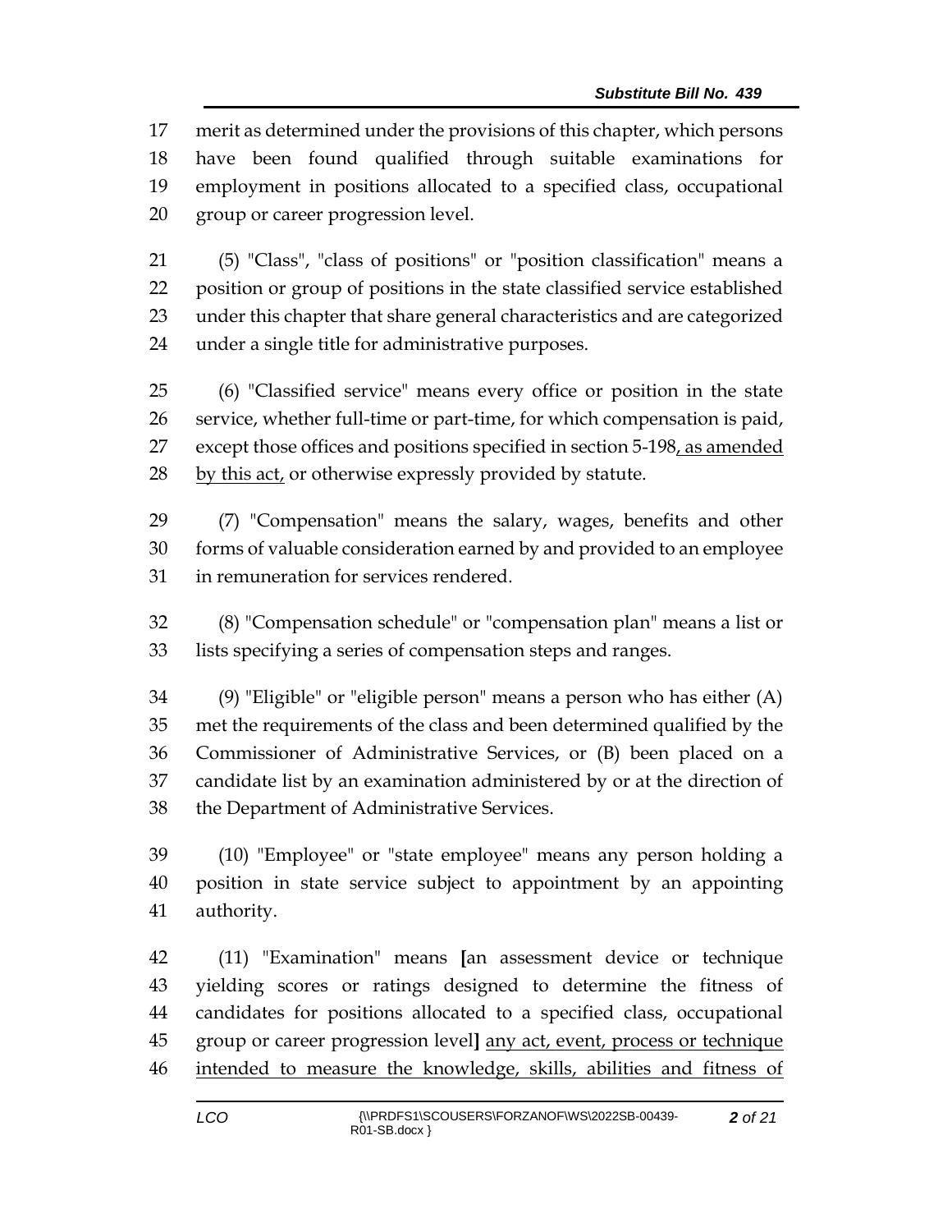merit as determined under the provisions of this chapter, which persons have been found qualified through suitable examinations for employment in positions allocated to a specified class, occupational group or career progression level.

(5) "Class", "class of positions" or "position classification" means a position or group of positions in the state classified service established under this chapter that share general characteristics and are categorized under a single title for administrative purposes.

(6) "Classified service" means every office or position in the state service, whether full-time or part-time, for which compensation is paid, except those offices and positions specified in section 5-198<u>, as amended by this act,</u> or otherwise expressly provided by statute.

(7) "Compensation" means the salary, wages, benefits and other forms of valuable consideration earned by and provided to an employee in remuneration for services rendered.

(8) "Compensation schedule" or "compensation plan" means a list or lists specifying a series of compensation steps and ranges.

(9) "Eligible" or "eligible person" means a person who has either (A) met the requirements of the class and been determined qualified by the Commissioner of Administrative Services, or (B) been placed on a candidate list by an examination administered by or at the direction of the Department of Administrative Services.

(10) "Employee" or "state employee" means any person holding a position in state service subject to appointment by an appointing authority.

(11) "Examination" means **[**an assessment device or technique yielding scores or ratings designed to determine the fitness of candidates for positions allocated to a specified class, occupational group or career progression level**]** <u>any act, event, process or technique intended to measure the knowledge, skills, abilities and fitness of</u>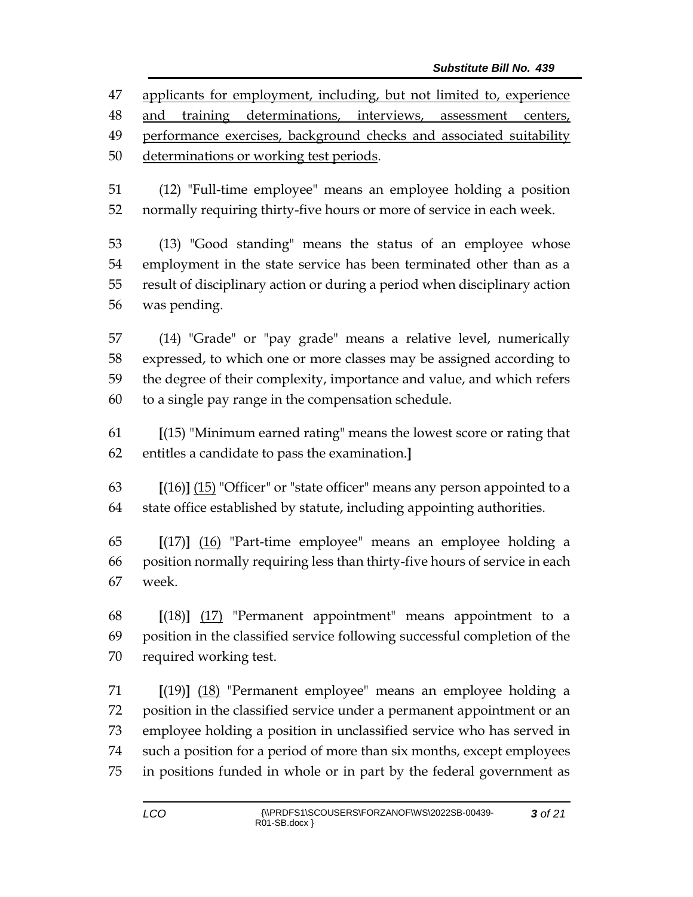applicants for employment, including, but not limited to, experience and training determinations, interviews, assessment centers, performance exercises, background checks and associated suitability determinations or working test periods.

(12) "Full-time employee" means an employee holding a position normally requiring thirty-five hours or more of service in each week.

(13) "Good standing" means the status of an employee whose employment in the state service has been terminated other than as a result of disciplinary action or during a period when disciplinary action was pending.

(14) "Grade" or "pay grade" means a relative level, numerically expressed, to which one or more classes may be assigned according to the degree of their complexity, importance and value, and which refers to a single pay range in the compensation schedule.

**[**(15) "Minimum earned rating" means the lowest score or rating that entitles a candidate to pass the examination.**]**

**[**(16)**]** (15) "Officer" or "state officer" means any person appointed to a state office established by statute, including appointing authorities.

**[**(17)**]** (16) "Part-time employee" means an employee holding a position normally requiring less than thirty-five hours of service in each week.

**[**(18)**]** (17) "Permanent appointment" means appointment to a position in the classified service following successful completion of the required working test.

**[**(19)**]** (18) "Permanent employee" means an employee holding a position in the classified service under a permanent appointment or an employee holding a position in unclassified service who has served in such a position for a period of more than six months, except employees in positions funded in whole or in part by the federal government as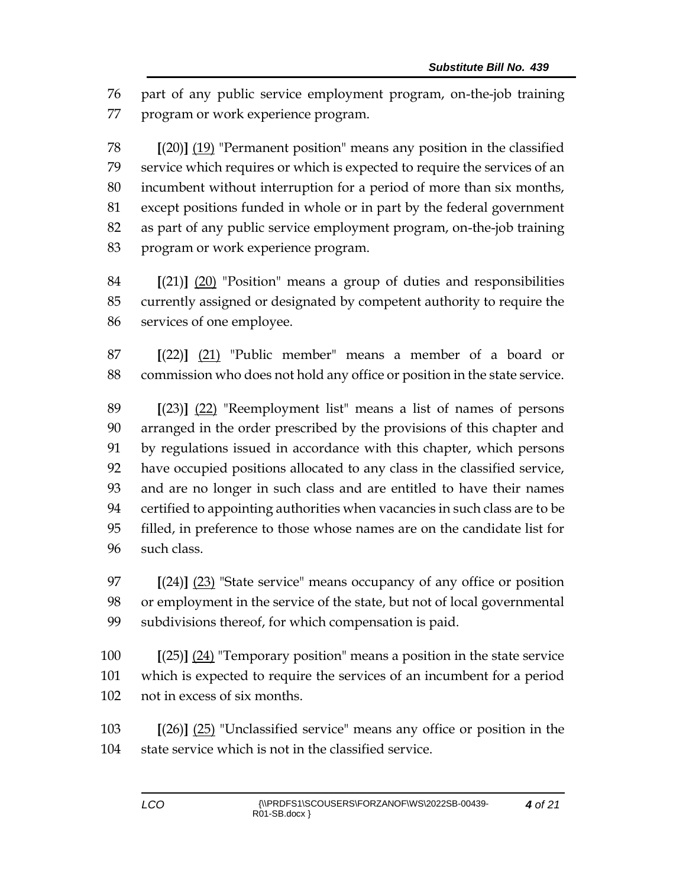part of any public service employment program, on-the-job training program or work experience program.

[(20)] (19) "Permanent position" means any position in the classified service which requires or which is expected to require the services of an incumbent without interruption for a period of more than six months, except positions funded in whole or in part by the federal government as part of any public service employment program, on-the-job training program or work experience program.

[(21)] (20) "Position" means a group of duties and responsibilities currently assigned or designated by competent authority to require the services of one employee.

[(22)] (21) "Public member" means a member of a board or commission who does not hold any office or position in the state service.

[(23)] (22) "Reemployment list" means a list of names of persons arranged in the order prescribed by the provisions of this chapter and by regulations issued in accordance with this chapter, which persons have occupied positions allocated to any class in the classified service, and are no longer in such class and are entitled to have their names certified to appointing authorities when vacancies in such class are to be filled, in preference to those whose names are on the candidate list for such class.

[(24)] (23) "State service" means occupancy of any office or position or employment in the service of the state, but not of local governmental subdivisions thereof, for which compensation is paid.

[(25)] (24) "Temporary position" means a position in the state service which is expected to require the services of an incumbent for a period not in excess of six months.

[(26)] (25) "Unclassified service" means any office or position in the state service which is not in the classified service.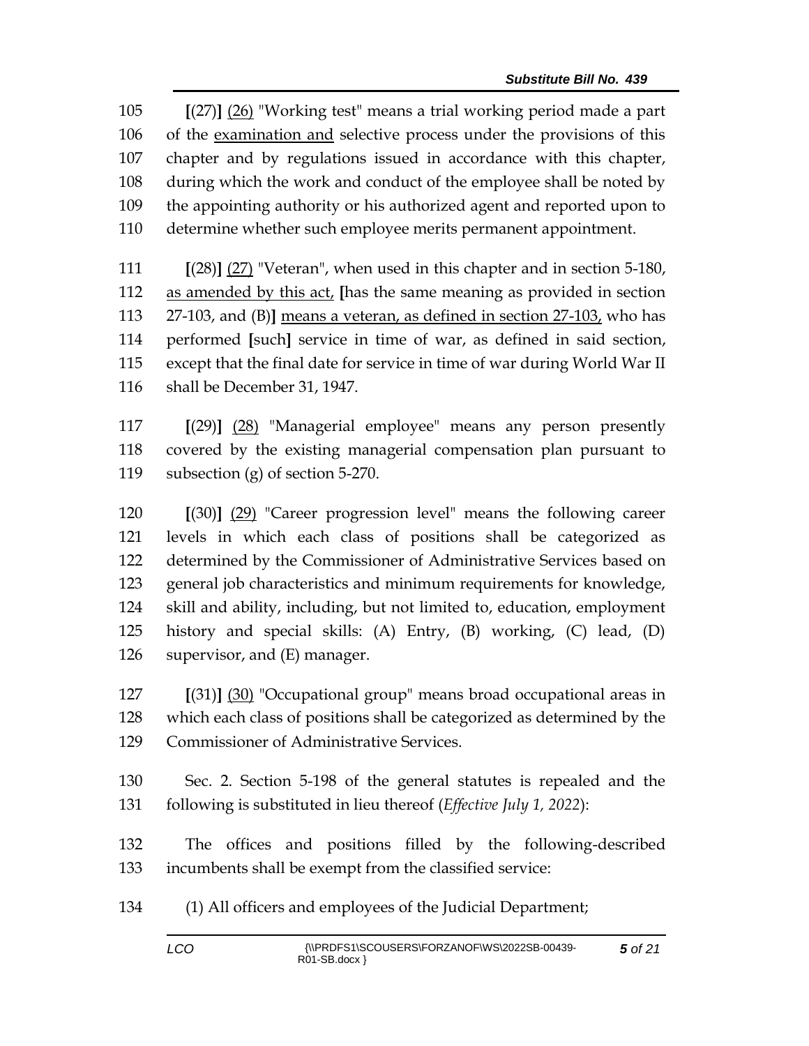[(27)] (26) "Working test" means a trial working period made a part of the examination and selective process under the provisions of this chapter and by regulations issued in accordance with this chapter, during which the work and conduct of the employee shall be noted by the appointing authority or his authorized agent and reported upon to determine whether such employee merits permanent appointment.

[(28)] (27) "Veteran", when used in this chapter and in section 5-180, as amended by this act, [has the same meaning as provided in section 27-103, and (B)] means a veteran, as defined in section 27-103, who has performed [such] service in time of war, as defined in said section, except that the final date for service in time of war during World War II shall be December 31, 1947.

[(29)] (28) "Managerial employee" means any person presently covered by the existing managerial compensation plan pursuant to subsection (g) of section 5-270.

[(30)] (29) "Career progression level" means the following career levels in which each class of positions shall be categorized as determined by the Commissioner of Administrative Services based on general job characteristics and minimum requirements for knowledge, skill and ability, including, but not limited to, education, employment history and special skills: (A) Entry, (B) working, (C) lead, (D) supervisor, and (E) manager.

[(31)] (30) "Occupational group" means broad occupational areas in which each class of positions shall be categorized as determined by the Commissioner of Administrative Services.

Sec. 2. Section 5-198 of the general statutes is repealed and the following is substituted in lieu thereof (*Effective July 1, 2022*):

The offices and positions filled by the following-described incumbents shall be exempt from the classified service:

(1) All officers and employees of the Judicial Department;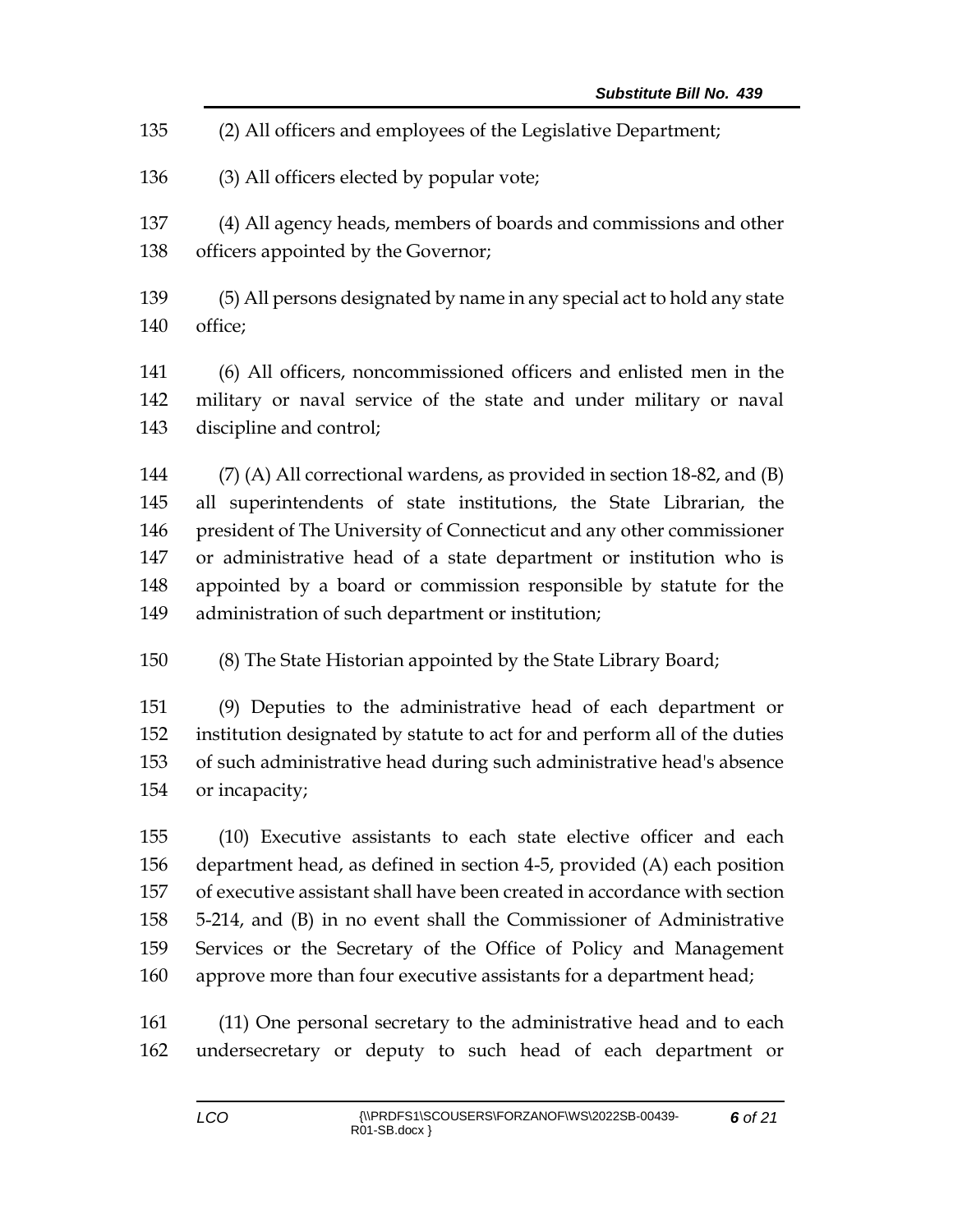(2) All officers and employees of the Legislative Department;

(3) All officers elected by popular vote;

(4) All agency heads, members of boards and commissions and other officers appointed by the Governor;

(5) All persons designated by name in any special act to hold any state office;

(6) All officers, noncommissioned officers and enlisted men in the military or naval service of the state and under military or naval discipline and control;

(7) (A) All correctional wardens, as provided in section 18-82, and (B) all superintendents of state institutions, the State Librarian, the president of The University of Connecticut and any other commissioner or administrative head of a state department or institution who is appointed by a board or commission responsible by statute for the administration of such department or institution;

(8) The State Historian appointed by the State Library Board;

(9) Deputies to the administrative head of each department or institution designated by statute to act for and perform all of the duties of such administrative head during such administrative head's absence or incapacity;

(10) Executive assistants to each state elective officer and each department head, as defined in section 4-5, provided (A) each position of executive assistant shall have been created in accordance with section 5-214, and (B) in no event shall the Commissioner of Administrative Services or the Secretary of the Office of Policy and Management approve more than four executive assistants for a department head;

(11) One personal secretary to the administrative head and to each undersecretary or deputy to such head of each department or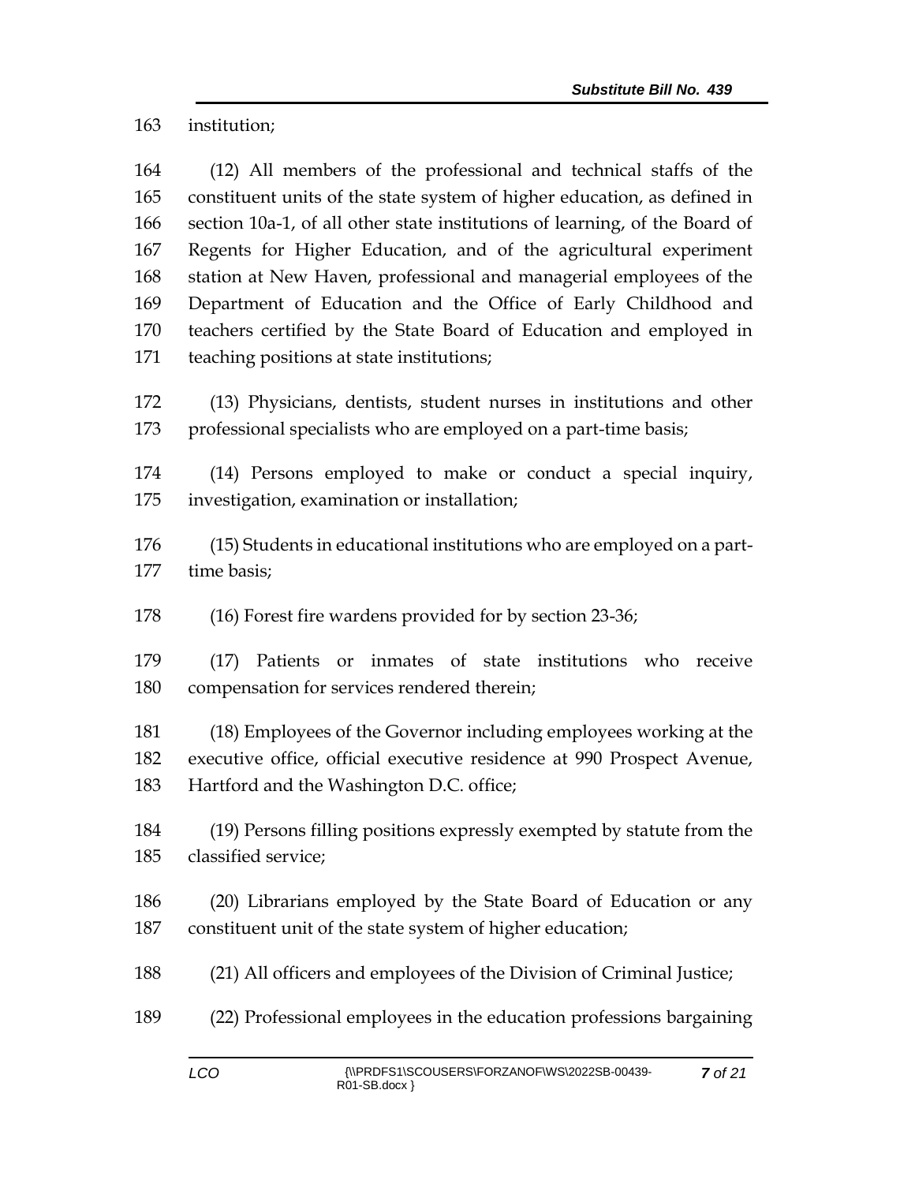institution;

(12) All members of the professional and technical staffs of the constituent units of the state system of higher education, as defined in section 10a-1, of all other state institutions of learning, of the Board of Regents for Higher Education, and of the agricultural experiment station at New Haven, professional and managerial employees of the Department of Education and the Office of Early Childhood and teachers certified by the State Board of Education and employed in teaching positions at state institutions;

(13) Physicians, dentists, student nurses in institutions and other professional specialists who are employed on a part-time basis;

(14) Persons employed to make or conduct a special inquiry, investigation, examination or installation;

(15) Students in educational institutions who are employed on a part-time basis;

(16) Forest fire wardens provided for by section 23-36;

(17) Patients or inmates of state institutions who receive compensation for services rendered therein;

(18) Employees of the Governor including employees working at the executive office, official executive residence at 990 Prospect Avenue, Hartford and the Washington D.C. office;

(19) Persons filling positions expressly exempted by statute from the classified service;

(20) Librarians employed by the State Board of Education or any constituent unit of the state system of higher education;

(21) All officers and employees of the Division of Criminal Justice;

(22) Professional employees in the education professions bargaining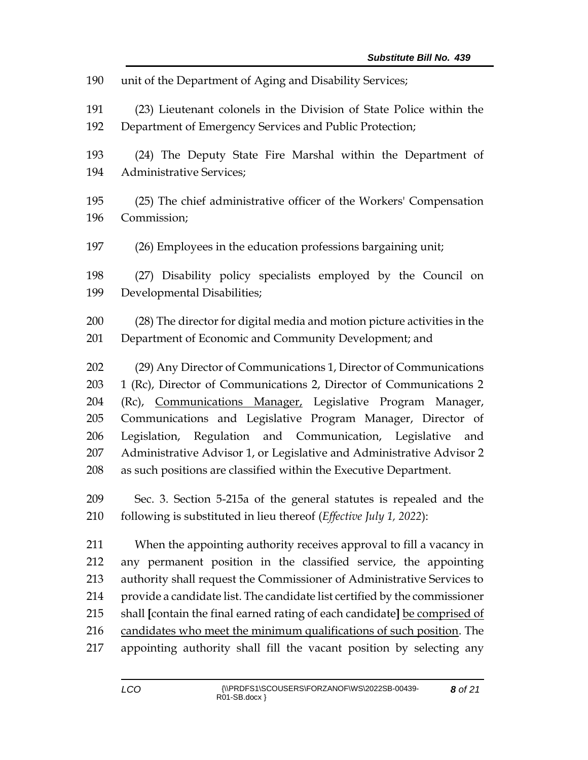unit of the Department of Aging and Disability Services;

(23) Lieutenant colonels in the Division of State Police within the Department of Emergency Services and Public Protection;

(24) The Deputy State Fire Marshal within the Department of Administrative Services;

(25) The chief administrative officer of the Workers' Compensation Commission;

(26) Employees in the education professions bargaining unit;

(27) Disability policy specialists employed by the Council on Developmental Disabilities;

(28) The director for digital media and motion picture activities in the Department of Economic and Community Development; and

(29) Any Director of Communications 1, Director of Communications 1 (Rc), Director of Communications 2, Director of Communications 2 (Rc), <u>Communications Manager,</u> Legislative Program Manager, Communications and Legislative Program Manager, Director of Legislation, Regulation and Communication, Legislative and Administrative Advisor 1, or Legislative and Administrative Advisor 2 as such positions are classified within the Executive Department.

Sec. 3. Section 5-215a of the general statutes is repealed and the following is substituted in lieu thereof (*Effective July 1, 2022*):

When the appointing authority receives approval to fill a vacancy in any permanent position in the classified service, the appointing authority shall request the Commissioner of Administrative Services to provide a candidate list. The candidate list certified by the commissioner shall **[**contain the final earned rating of each candidate**]** <u>be comprised of candidates who meet the minimum qualifications of such position</u>. The appointing authority shall fill the vacant position by selecting any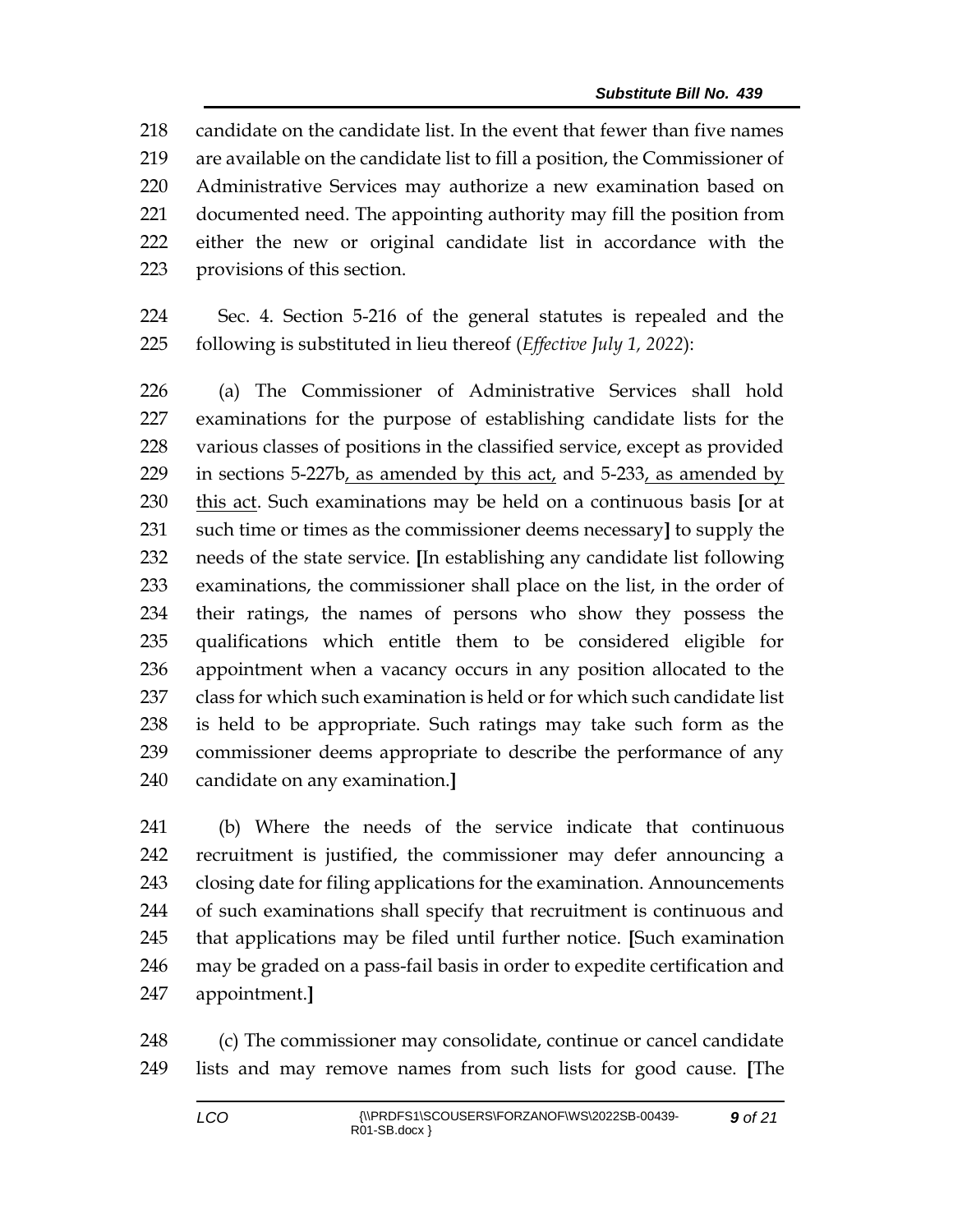candidate on the candidate list. In the event that fewer than five names are available on the candidate list to fill a position, the Commissioner of Administrative Services may authorize a new examination based on documented need. The appointing authority may fill the position from either the new or original candidate list in accordance with the provisions of this section.

Sec. 4. Section 5-216 of the general statutes is repealed and the following is substituted in lieu thereof (*Effective July 1, 2022*):

(a) The Commissioner of Administrative Services shall hold examinations for the purpose of establishing candidate lists for the various classes of positions in the classified service, except as provided in sections 5-227b<u>, as amended by this act,</u> and 5-233<u>, as amended by this act</u>. Such examinations may be held on a continuous basis **[**or at such time or times as the commissioner deems necessary**]** to supply the needs of the state service. **[**In establishing any candidate list following examinations, the commissioner shall place on the list, in the order of their ratings, the names of persons who show they possess the qualifications which entitle them to be considered eligible for appointment when a vacancy occurs in any position allocated to the class for which such examination is held or for which such candidate list is held to be appropriate. Such ratings may take such form as the commissioner deems appropriate to describe the performance of any candidate on any examination.**]**

(b) Where the needs of the service indicate that continuous recruitment is justified, the commissioner may defer announcing a closing date for filing applications for the examination. Announcements of such examinations shall specify that recruitment is continuous and that applications may be filed until further notice. **[**Such examination may be graded on a pass-fail basis in order to expedite certification and appointment.**]**

(c) The commissioner may consolidate, continue or cancel candidate lists and may remove names from such lists for good cause. **[**The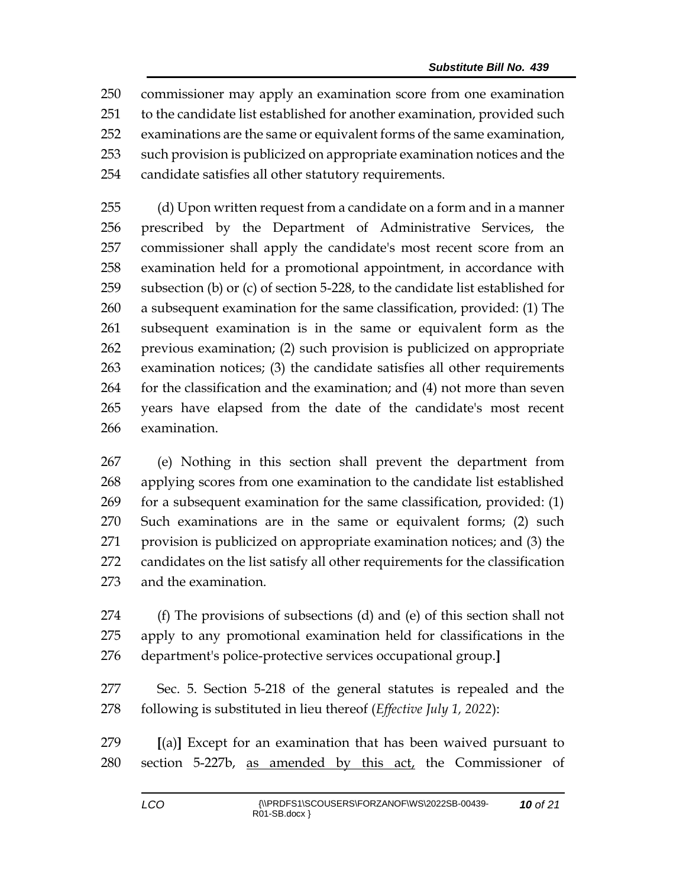250 commissioner may apply an examination score from one examination
251 to the candidate list established for another examination, provided such
252 examinations are the same or equivalent forms of the same examination,
253 such provision is publicized on appropriate examination notices and the
254 candidate satisfies all other statutory requirements.

255 (d) Upon written request from a candidate on a form and in a manner
256 prescribed by the Department of Administrative Services, the
257 commissioner shall apply the candidate's most recent score from an
258 examination held for a promotional appointment, in accordance with
259 subsection (b) or (c) of section 5-228, to the candidate list established for
260 a subsequent examination for the same classification, provided: (1) The
261 subsequent examination is in the same or equivalent form as the
262 previous examination; (2) such provision is publicized on appropriate
263 examination notices; (3) the candidate satisfies all other requirements
264 for the classification and the examination; and (4) not more than seven
265 years have elapsed from the date of the candidate's most recent
266 examination.

267 (e) Nothing in this section shall prevent the department from
268 applying scores from one examination to the candidate list established
269 for a subsequent examination for the same classification, provided: (1)
270 Such examinations are in the same or equivalent forms; (2) such
271 provision is publicized on appropriate examination notices; and (3) the
272 candidates on the list satisfy all other requirements for the classification
273 and the examination.

274 (f) The provisions of subsections (d) and (e) of this section shall not
275 apply to any promotional examination held for classifications in the
276 department's police-protective services occupational group.**]**

277 Sec. 5. Section 5-218 of the general statutes is repealed and the
278 following is substituted in lieu thereof (*Effective July 1, 2022*):

279 **[**(a)**]** Except for an examination that has been waived pursuant to
280 section 5-227b, <u>as amended by this act,</u> the Commissioner of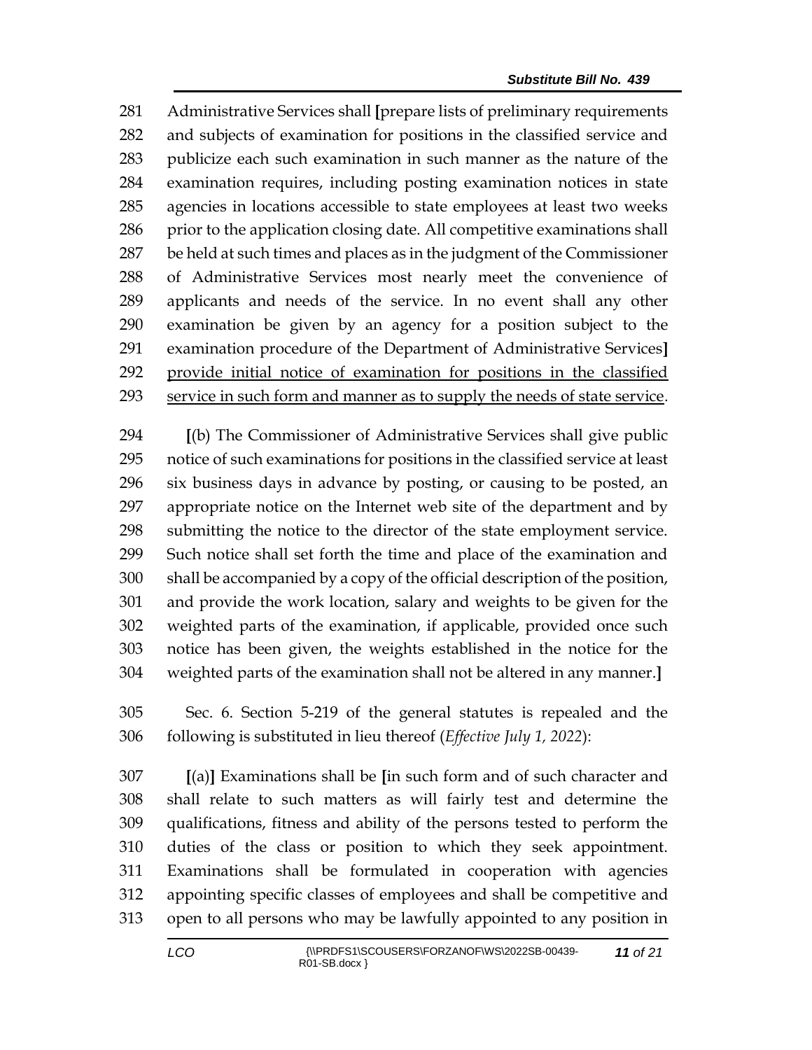281 Administrative Services shall [prepare lists of preliminary requirements
282 and subjects of examination for positions in the classified service and
283 publicize each such examination in such manner as the nature of the
284 examination requires, including posting examination notices in state
285 agencies in locations accessible to state employees at least two weeks
286 prior to the application closing date. All competitive examinations shall
287 be held at such times and places as in the judgment of the Commissioner
288 of Administrative Services most nearly meet the convenience of
289 applicants and needs of the service. In no event shall any other
290 examination be given by an agency for a position subject to the
291 examination procedure of the Department of Administrative Services]
292 <u>provide initial notice of examination for positions in the classified</u>
293 <u>service in such form and manner as to supply the needs of state service</u>.

294 [(b) The Commissioner of Administrative Services shall give public
295 notice of such examinations for positions in the classified service at least
296 six business days in advance by posting, or causing to be posted, an
297 appropriate notice on the Internet web site of the department and by
298 submitting the notice to the director of the state employment service.
299 Such notice shall set forth the time and place of the examination and
300 shall be accompanied by a copy of the official description of the position,
301 and provide the work location, salary and weights to be given for the
302 weighted parts of the examination, if applicable, provided once such
303 notice has been given, the weights established in the notice for the
304 weighted parts of the examination shall not be altered in any manner.]

305 Sec. 6. Section 5-219 of the general statutes is repealed and the
306 following is substituted in lieu thereof (*Effective July 1, 2022*):

307 [(a)] Examinations shall be [in such form and of such character and
308 shall relate to such matters as will fairly test and determine the
309 qualifications, fitness and ability of the persons tested to perform the
310 duties of the class or position to which they seek appointment.
311 Examinations shall be formulated in cooperation with agencies
312 appointing specific classes of employees and shall be competitive and
313 open to all persons who may be lawfully appointed to any position in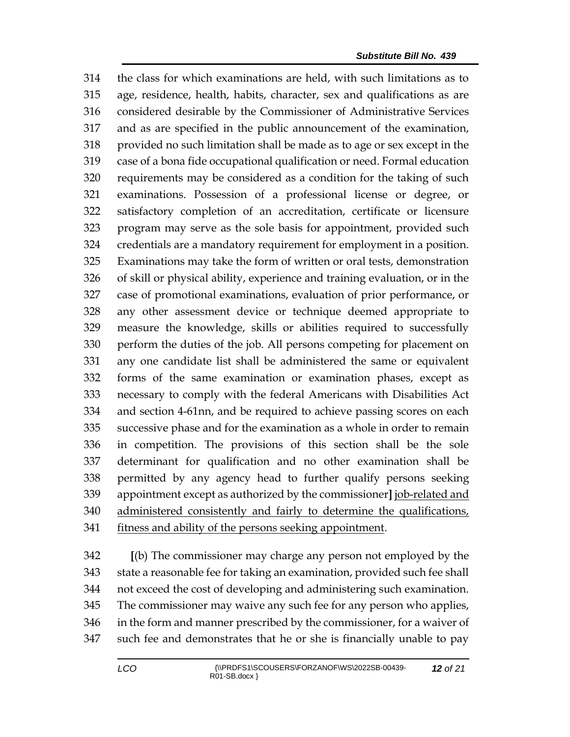314 the class for which examinations are held, with such limitations as to
315 age, residence, health, habits, character, sex and qualifications as are
316 considered desirable by the Commissioner of Administrative Services
317 and as are specified in the public announcement of the examination,
318 provided no such limitation shall be made as to age or sex except in the
319 case of a bona fide occupational qualification or need. Formal education
320 requirements may be considered as a condition for the taking of such
321 examinations. Possession of a professional license or degree, or
322 satisfactory completion of an accreditation, certificate or licensure
323 program may serve as the sole basis for appointment, provided such
324 credentials are a mandatory requirement for employment in a position.
325 Examinations may take the form of written or oral tests, demonstration
326 of skill or physical ability, experience and training evaluation, or in the
327 case of promotional examinations, evaluation of prior performance, or
328 any other assessment device or technique deemed appropriate to
329 measure the knowledge, skills or abilities required to successfully
330 perform the duties of the job. All persons competing for placement on
331 any one candidate list shall be administered the same or equivalent
332 forms of the same examination or examination phases, except as
333 necessary to comply with the federal Americans with Disabilities Act
334 and section 4-61nn, and be required to achieve passing scores on each
335 successive phase and for the examination as a whole in order to remain
336 in competition. The provisions of this section shall be the sole
337 determinant for qualification and no other examination shall be
338 permitted by any agency head to further qualify persons seeking
339 appointment except as authorized by the commissioner**]** <u>job-related and</u>
340 <u>administered consistently and fairly to determine the qualifications,</u>
341 <u>fitness and ability of the persons seeking appointment</u>.

342 **[**(b) The commissioner may charge any person not employed by the
343 state a reasonable fee for taking an examination, provided such fee shall
344 not exceed the cost of developing and administering such examination.
345 The commissioner may waive any such fee for any person who applies,
346 in the form and manner prescribed by the commissioner, for a waiver of
347 such fee and demonstrates that he or she is financially unable to pay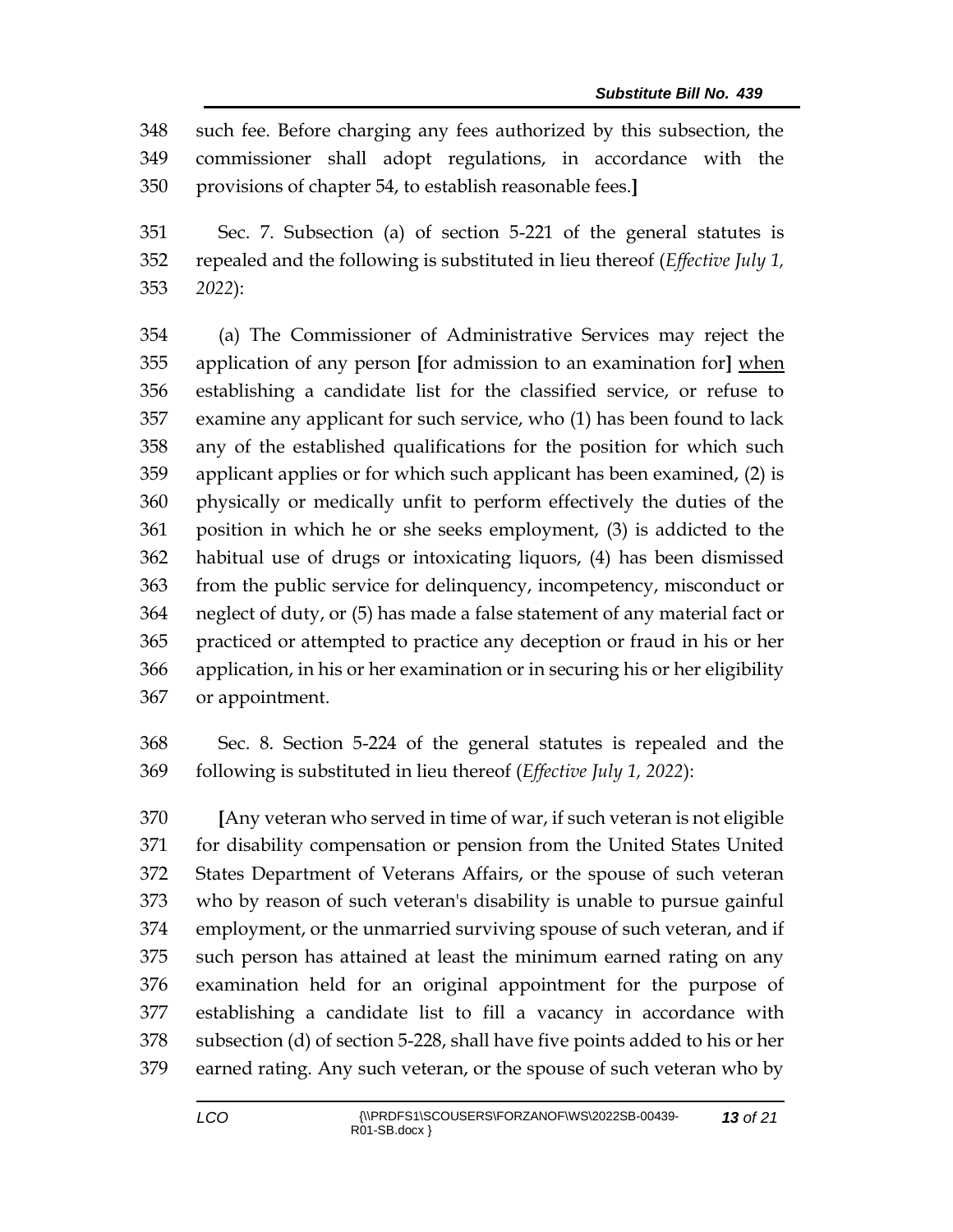such fee. Before charging any fees authorized by this subsection, the commissioner shall adopt regulations, in accordance with the provisions of chapter 54, to establish reasonable fees.**]**

Sec. 7. Subsection (a) of section 5-221 of the general statutes is repealed and the following is substituted in lieu thereof (*Effective July 1, 2022*):

(a) The Commissioner of Administrative Services may reject the application of any person **[**for admission to an examination for**]** <u>when</u> establishing a candidate list for the classified service, or refuse to examine any applicant for such service, who (1) has been found to lack any of the established qualifications for the position for which such applicant applies or for which such applicant has been examined, (2) is physically or medically unfit to perform effectively the duties of the position in which he or she seeks employment, (3) is addicted to the habitual use of drugs or intoxicating liquors, (4) has been dismissed from the public service for delinquency, incompetency, misconduct or neglect of duty, or (5) has made a false statement of any material fact or practiced or attempted to practice any deception or fraud in his or her application, in his or her examination or in securing his or her eligibility or appointment.

Sec. 8. Section 5-224 of the general statutes is repealed and the following is substituted in lieu thereof (*Effective July 1, 2022*):

**[**Any veteran who served in time of war, if such veteran is not eligible for disability compensation or pension from the United States United States Department of Veterans Affairs, or the spouse of such veteran who by reason of such veteran's disability is unable to pursue gainful employment, or the unmarried surviving spouse of such veteran, and if such person has attained at least the minimum earned rating on any examination held for an original appointment for the purpose of establishing a candidate list to fill a vacancy in accordance with subsection (d) of section 5-228, shall have five points added to his or her earned rating. Any such veteran, or the spouse of such veteran who by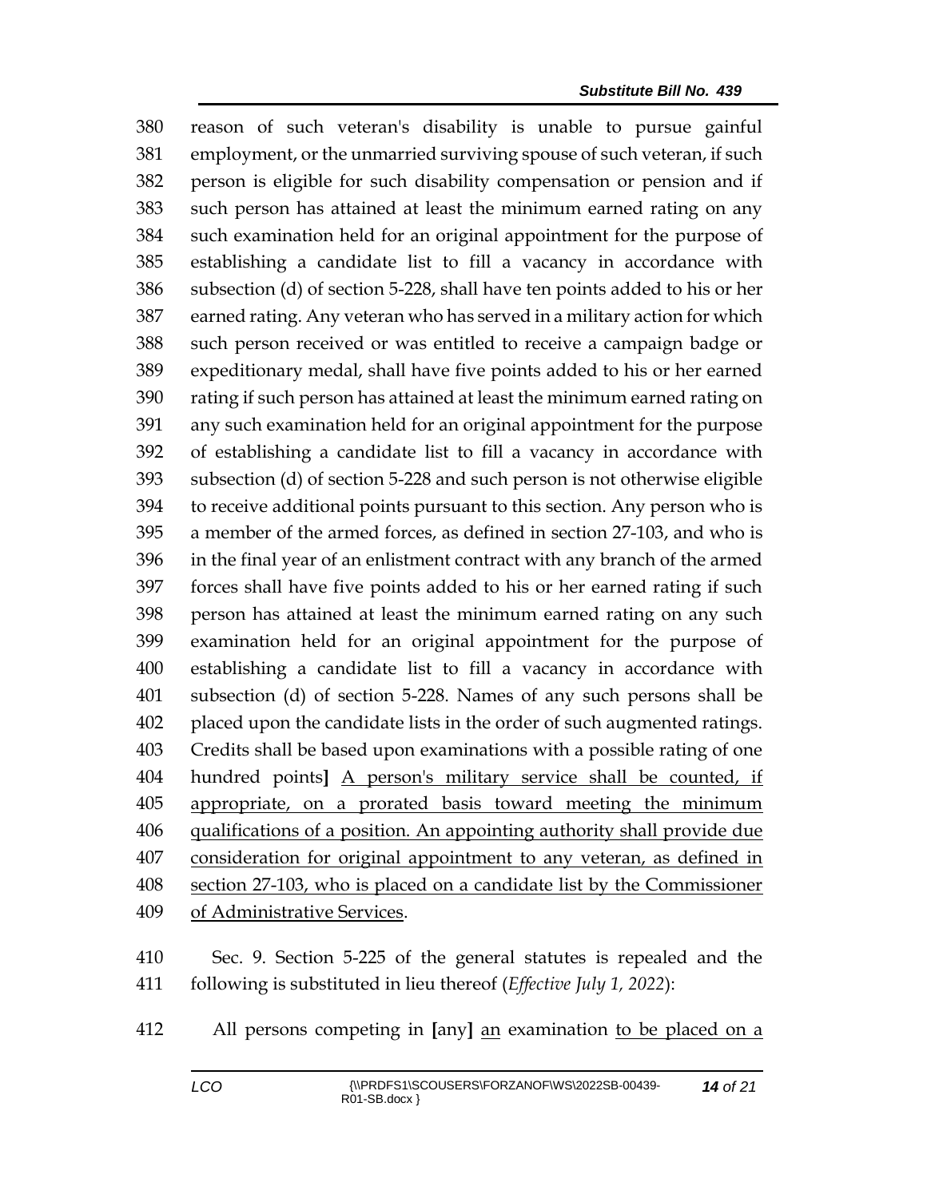380 reason of such veteran's disability is unable to pursue gainful
381 employment, or the unmarried surviving spouse of such veteran, if such
382 person is eligible for such disability compensation or pension and if
383 such person has attained at least the minimum earned rating on any
384 such examination held for an original appointment for the purpose of
385 establishing a candidate list to fill a vacancy in accordance with
386 subsection (d) of section 5-228, shall have ten points added to his or her
387 earned rating. Any veteran who has served in a military action for which
388 such person received or was entitled to receive a campaign badge or
389 expeditionary medal, shall have five points added to his or her earned
390 rating if such person has attained at least the minimum earned rating on
391 any such examination held for an original appointment for the purpose
392 of establishing a candidate list to fill a vacancy in accordance with
393 subsection (d) of section 5-228 and such person is not otherwise eligible
394 to receive additional points pursuant to this section. Any person who is
395 a member of the armed forces, as defined in section 27-103, and who is
396 in the final year of an enlistment contract with any branch of the armed
397 forces shall have five points added to his or her earned rating if such
398 person has attained at least the minimum earned rating on any such
399 examination held for an original appointment for the purpose of
400 establishing a candidate list to fill a vacancy in accordance with
401 subsection (d) of section 5-228. Names of any such persons shall be
402 placed upon the candidate lists in the order of such augmented ratings.
403 Credits shall be based upon examinations with a possible rating of one
404 hundred points**]** <u>A person's military service shall be counted, if</u>
405 <u>appropriate, on a prorated basis toward meeting the minimum</u>
406 <u>qualifications of a position. An appointing authority shall provide due</u>
407 <u>consideration for original appointment to any veteran, as defined in</u>
408 <u>section 27-103, who is placed on a candidate list by the Commissioner</u>
409 <u>of Administrative Services</u>.

410 Sec. 9. Section 5-225 of the general statutes is repealed and the
411 following is substituted in lieu thereof (*Effective July 1, 2022*):

412 All persons competing in **[**any**]** <u>an</u> examination <u>to be placed on a</u>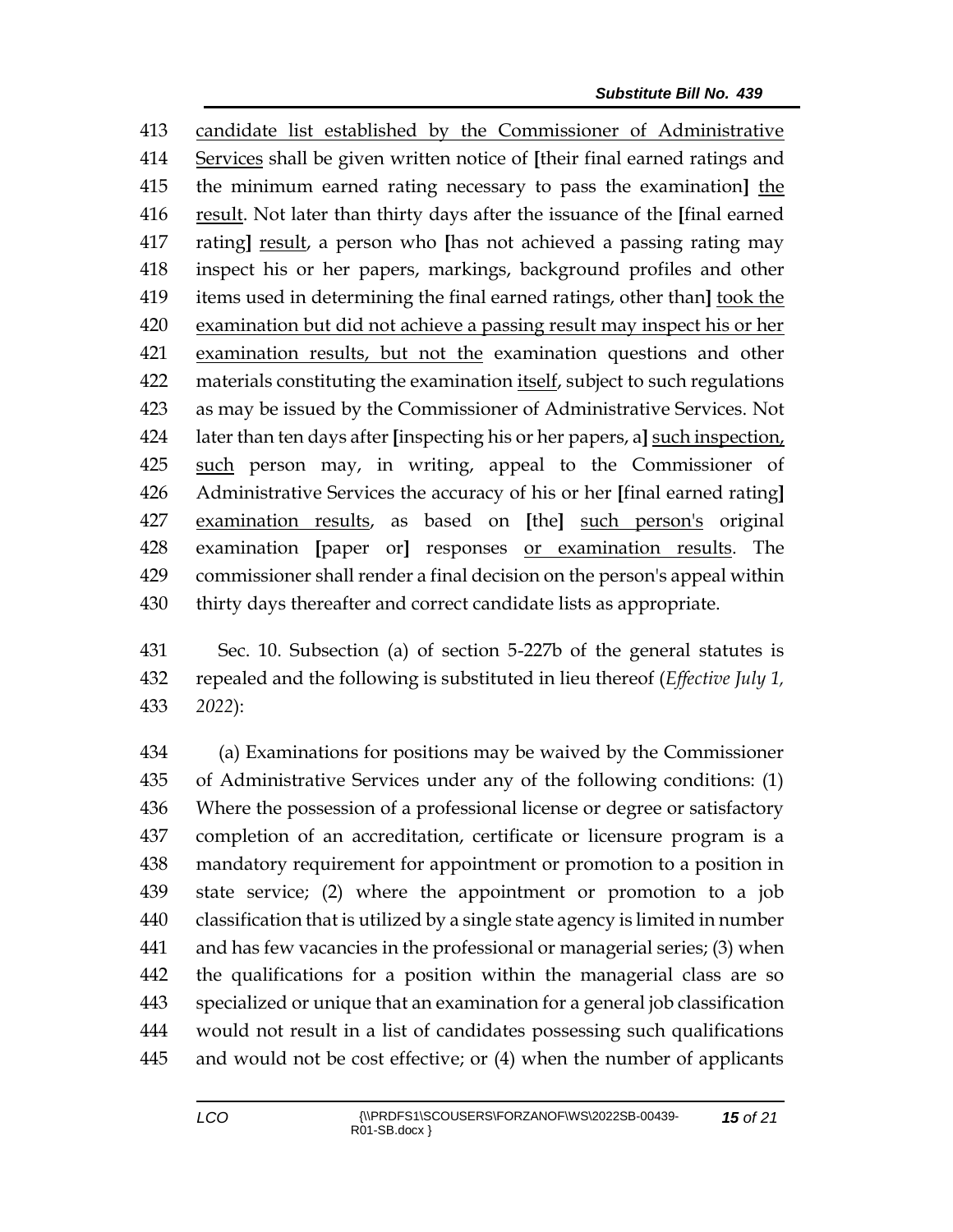413 candidate list established by the Commissioner of Administrative
414 Services shall be given written notice of [their final earned ratings and
415 the minimum earned rating necessary to pass the examination] the
416 result. Not later than thirty days after the issuance of the [final earned
417 rating] result, a person who [has not achieved a passing rating may
418 inspect his or her papers, markings, background profiles and other
419 items used in determining the final earned ratings, other than] took the
420 examination but did not achieve a passing result may inspect his or her
421 examination results, but not the examination questions and other
422 materials constituting the examination itself, subject to such regulations
423 as may be issued by the Commissioner of Administrative Services. Not
424 later than ten days after [inspecting his or her papers, a] such inspection,
425 such person may, in writing, appeal to the Commissioner of
426 Administrative Services the accuracy of his or her [final earned rating]
427 examination results, as based on [the] such person's original
428 examination [paper or] responses or examination results. The
429 commissioner shall render a final decision on the person's appeal within
430 thirty days thereafter and correct candidate lists as appropriate.

431 Sec. 10. Subsection (a) of section 5-227b of the general statutes is
432 repealed and the following is substituted in lieu thereof (*Effective July 1,*
433 *2022*):

434 (a) Examinations for positions may be waived by the Commissioner
435 of Administrative Services under any of the following conditions: (1)
436 Where the possession of a professional license or degree or satisfactory
437 completion of an accreditation, certificate or licensure program is a
438 mandatory requirement for appointment or promotion to a position in
439 state service; (2) where the appointment or promotion to a job
440 classification that is utilized by a single state agency is limited in number
441 and has few vacancies in the professional or managerial series; (3) when
442 the qualifications for a position within the managerial class are so
443 specialized or unique that an examination for a general job classification
444 would not result in a list of candidates possessing such qualifications
445 and would not be cost effective; or (4) when the number of applicants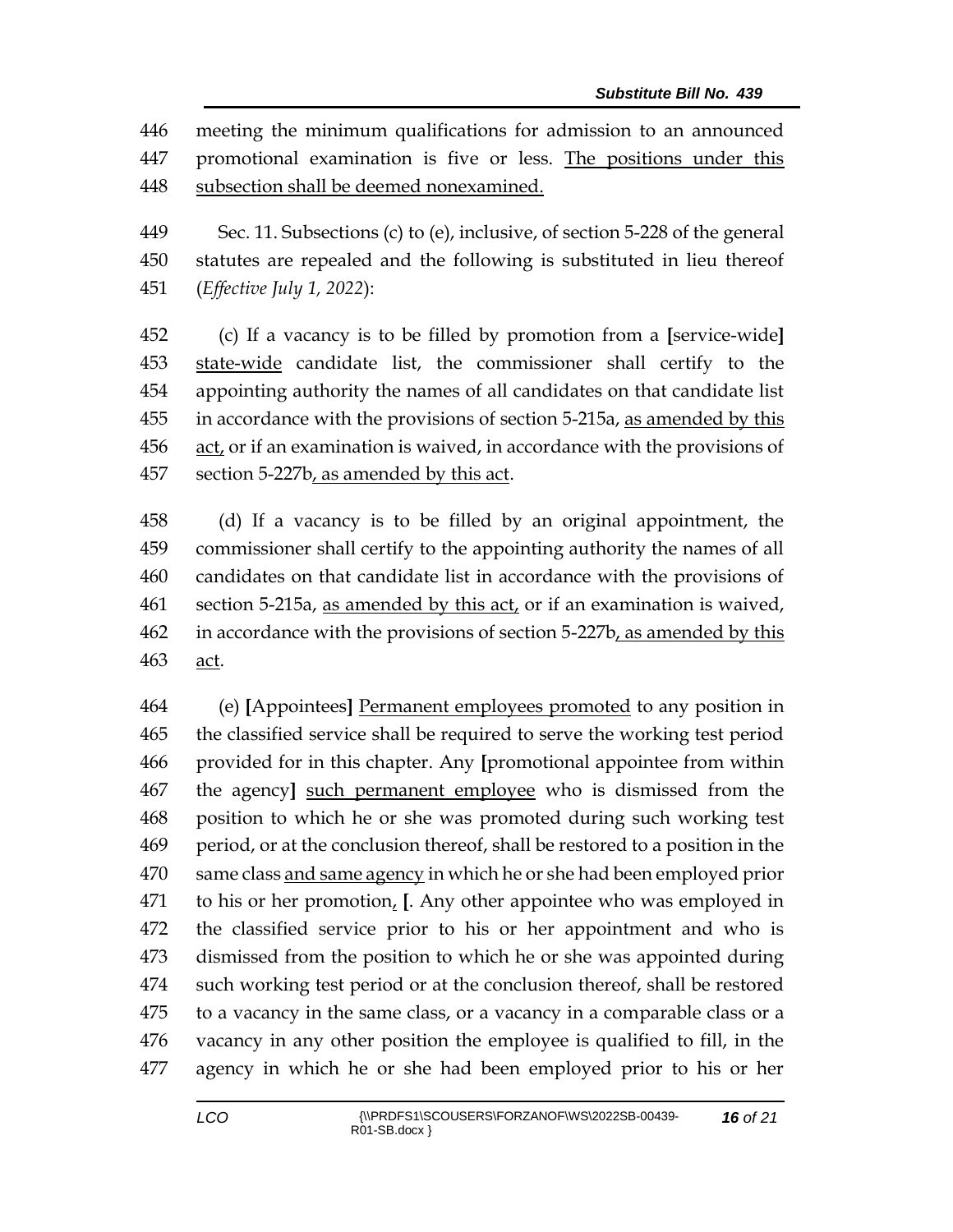446 meeting the minimum qualifications for admission to an announced
447 promotional examination is five or less. <u>The positions under this</u>
448 <u>subsection shall be deemed nonexamined.</u>

449 Sec. 11. Subsections (c) to (e), inclusive, of section 5-228 of the general
450 statutes are repealed and the following is substituted in lieu thereof
451 (*Effective July 1, 2022*):

452 (c) If a vacancy is to be filled by promotion from a **[**service-wide**]**
453 <u>state-wide</u> candidate list, the commissioner shall certify to the
454 appointing authority the names of all candidates on that candidate list
455 in accordance with the provisions of section 5-215a, <u>as amended by this</u>
456 <u>act,</u> or if an examination is waived, in accordance with the provisions of
457 section 5-227b<u>, as amended by this act</u>.

458 (d) If a vacancy is to be filled by an original appointment, the
459 commissioner shall certify to the appointing authority the names of all
460 candidates on that candidate list in accordance with the provisions of
461 section 5-215a, <u>as amended by this act,</u> or if an examination is waived,
462 in accordance with the provisions of section 5-227b<u>, as amended by this</u>
463 <u>act</u>.

464 (e) **[**Appointees**]** <u>Permanent employees promoted</u> to any position in
465 the classified service shall be required to serve the working test period
466 provided for in this chapter. Any **[**promotional appointee from within
467 the agency**]** <u>such permanent employee</u> who is dismissed from the
468 position to which he or she was promoted during such working test
469 period, or at the conclusion thereof, shall be restored to a position in the
470 same class <u>and same agency</u> in which he or she had been employed prior
471 to his or her promotion<u>,</u> **[**. Any other appointee who was employed in
472 the classified service prior to his or her appointment and who is
473 dismissed from the position to which he or she was appointed during
474 such working test period or at the conclusion thereof, shall be restored
475 to a vacancy in the same class, or a vacancy in a comparable class or a
476 vacancy in any other position the employee is qualified to fill, in the
477 agency in which he or she had been employed prior to his or her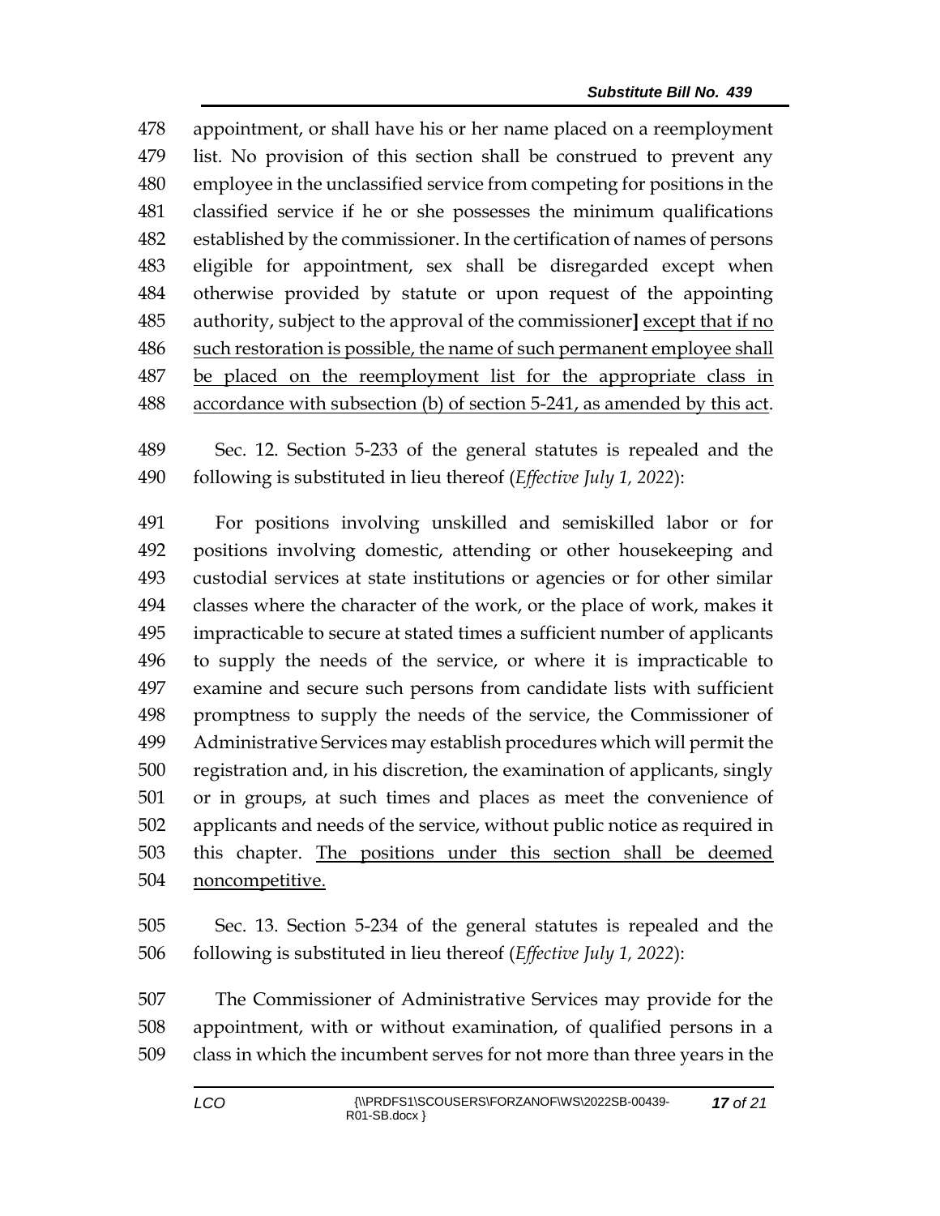478 appointment, or shall have his or her name placed on a reemployment
479 list. No provision of this section shall be construed to prevent any
480 employee in the unclassified service from competing for positions in the
481 classified service if he or she possesses the minimum qualifications
482 established by the commissioner. In the certification of names of persons
483 eligible for appointment, sex shall be disregarded except when
484 otherwise provided by statute or upon request of the appointing
485 authority, subject to the approval of the commissioner**]** <u>except that if no</u>
486 <u>such restoration is possible, the name of such permanent employee shall</u>
487 <u>be placed on the reemployment list for the appropriate class in</u>
488 <u>accordance with subsection (b) of section 5-241, as amended by this act</u>.

489 Sec. 12. Section 5-233 of the general statutes is repealed and the
490 following is substituted in lieu thereof (*Effective July 1, 2022*):

491 For positions involving unskilled and semiskilled labor or for
492 positions involving domestic, attending or other housekeeping and
493 custodial services at state institutions or agencies or for other similar
494 classes where the character of the work, or the place of work, makes it
495 impracticable to secure at stated times a sufficient number of applicants
496 to supply the needs of the service, or where it is impracticable to
497 examine and secure such persons from candidate lists with sufficient
498 promptness to supply the needs of the service, the Commissioner of
499 Administrative Services may establish procedures which will permit the
500 registration and, in his discretion, the examination of applicants, singly
501 or in groups, at such times and places as meet the convenience of
502 applicants and needs of the service, without public notice as required in
503 this chapter. <u>The positions under this section shall be deemed</u>
504 <u>noncompetitive.</u>

505 Sec. 13. Section 5-234 of the general statutes is repealed and the
506 following is substituted in lieu thereof (*Effective July 1, 2022*):

507 The Commissioner of Administrative Services may provide for the
508 appointment, with or without examination, of qualified persons in a
509 class in which the incumbent serves for not more than three years in the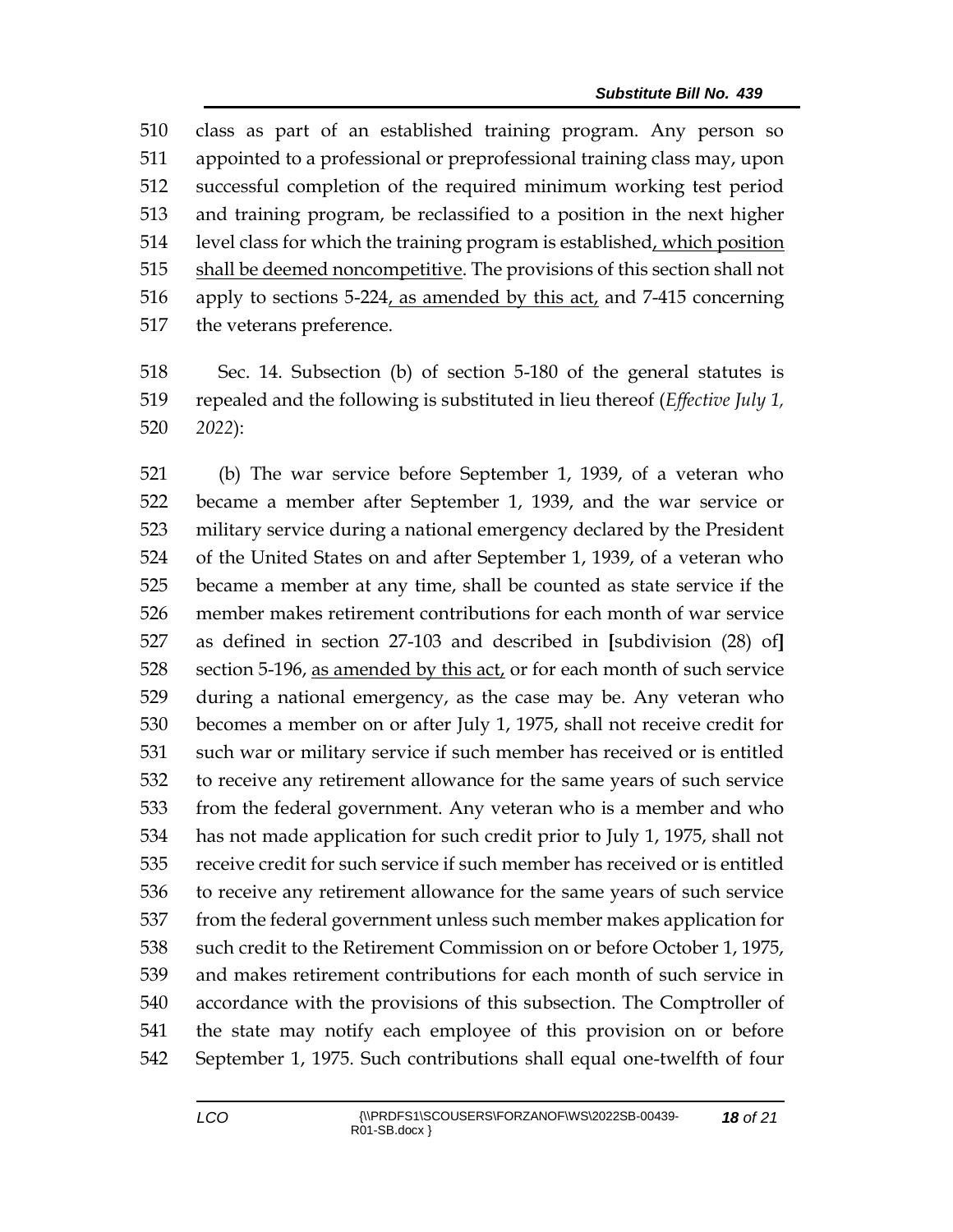class as part of an established training program. Any person so appointed to a professional or preprofessional training class may, upon successful completion of the required minimum working test period and training program, be reclassified to a position in the next higher level class for which the training program is established<u>, which position shall be deemed noncompetitive</u>. The provisions of this section shall not apply to sections 5-224<u>, as amended by this act,</u> and 7-415 concerning the veterans preference.

Sec. 14. Subsection (b) of section 5-180 of the general statutes is repealed and the following is substituted in lieu thereof (*Effective July 1, 2022*):

(b) The war service before September 1, 1939, of a veteran who became a member after September 1, 1939, and the war service or military service during a national emergency declared by the President of the United States on and after September 1, 1939, of a veteran who became a member at any time, shall be counted as state service if the member makes retirement contributions for each month of war service as defined in section 27-103 and described in **[**subdivision (28) of**]** section 5-196, <u>as amended by this act,</u> or for each month of such service during a national emergency, as the case may be. Any veteran who becomes a member on or after July 1, 1975, shall not receive credit for such war or military service if such member has received or is entitled to receive any retirement allowance for the same years of such service from the federal government. Any veteran who is a member and who has not made application for such credit prior to July 1, 1975, shall not receive credit for such service if such member has received or is entitled to receive any retirement allowance for the same years of such service from the federal government unless such member makes application for such credit to the Retirement Commission on or before October 1, 1975, and makes retirement contributions for each month of such service in accordance with the provisions of this subsection. The Comptroller of the state may notify each employee of this provision on or before September 1, 1975. Such contributions shall equal one-twelfth of four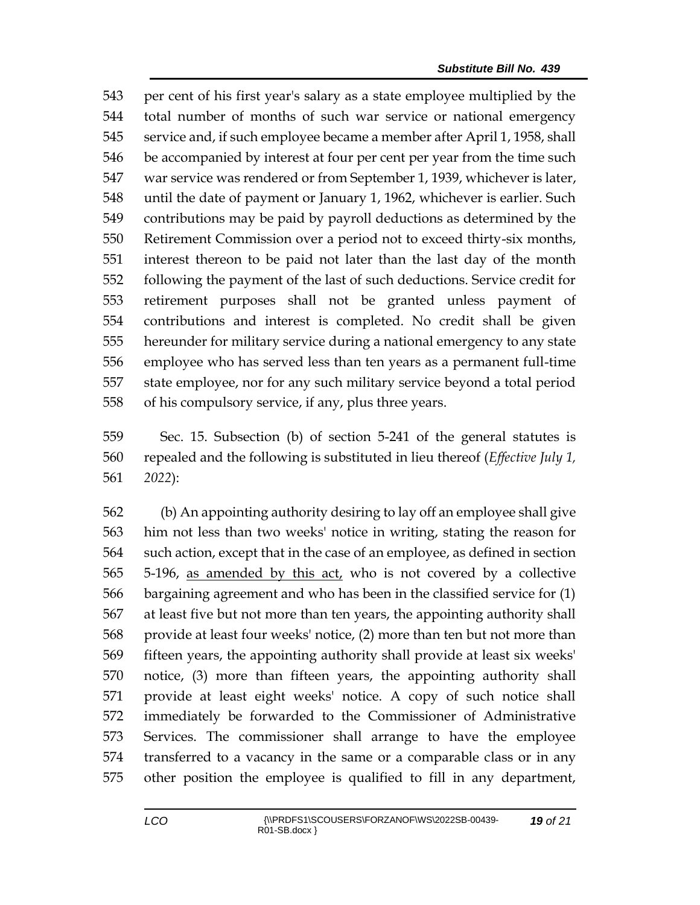per cent of his first year's salary as a state employee multiplied by the total number of months of such war service or national emergency service and, if such employee became a member after April 1, 1958, shall be accompanied by interest at four per cent per year from the time such war service was rendered or from September 1, 1939, whichever is later, until the date of payment or January 1, 1962, whichever is earlier. Such contributions may be paid by payroll deductions as determined by the Retirement Commission over a period not to exceed thirty-six months, interest thereon to be paid not later than the last day of the month following the payment of the last of such deductions. Service credit for retirement purposes shall not be granted unless payment of contributions and interest is completed. No credit shall be given hereunder for military service during a national emergency to any state employee who has served less than ten years as a permanent full-time state employee, nor for any such military service beyond a total period of his compulsory service, if any, plus three years.

Sec. 15. Subsection (b) of section 5-241 of the general statutes is repealed and the following is substituted in lieu thereof (*Effective July 1, 2022*):

(b) An appointing authority desiring to lay off an employee shall give him not less than two weeks' notice in writing, stating the reason for such action, except that in the case of an employee, as defined in section 5-196, <u>as amended by this act,</u> who is not covered by a collective bargaining agreement and who has been in the classified service for (1) at least five but not more than ten years, the appointing authority shall provide at least four weeks' notice, (2) more than ten but not more than fifteen years, the appointing authority shall provide at least six weeks' notice, (3) more than fifteen years, the appointing authority shall provide at least eight weeks' notice. A copy of such notice shall immediately be forwarded to the Commissioner of Administrative Services. The commissioner shall arrange to have the employee transferred to a vacancy in the same or a comparable class or in any other position the employee is qualified to fill in any department,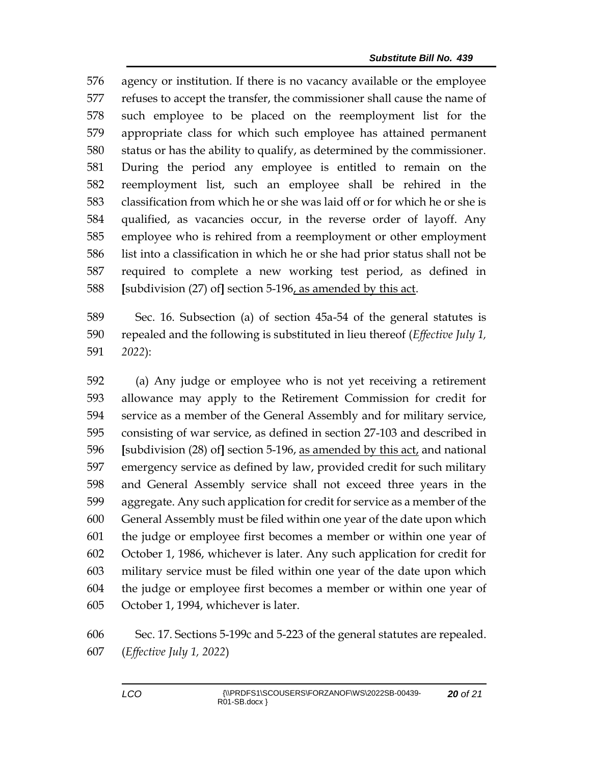agency or institution. If there is no vacancy available or the employee refuses to accept the transfer, the commissioner shall cause the name of such employee to be placed on the reemployment list for the appropriate class for which such employee has attained permanent status or has the ability to qualify, as determined by the commissioner. During the period any employee is entitled to remain on the reemployment list, such an employee shall be rehired in the classification from which he or she was laid off or for which he or she is qualified, as vacancies occur, in the reverse order of layoff. Any employee who is rehired from a reemployment or other employment list into a classification in which he or she had prior status shall not be required to complete a new working test period, as defined in [subdivision (27) of] section 5-196, as amended by this act.

Sec. 16. Subsection (a) of section 45a-54 of the general statutes is repealed and the following is substituted in lieu thereof (*Effective July 1, 2022*):

(a) Any judge or employee who is not yet receiving a retirement allowance may apply to the Retirement Commission for credit for service as a member of the General Assembly and for military service, consisting of war service, as defined in section 27-103 and described in [subdivision (28) of] section 5-196, as amended by this act, and national emergency service as defined by law, provided credit for such military and General Assembly service shall not exceed three years in the aggregate. Any such application for credit for service as a member of the General Assembly must be filed within one year of the date upon which the judge or employee first becomes a member or within one year of October 1, 1986, whichever is later. Any such application for credit for military service must be filed within one year of the date upon which the judge or employee first becomes a member or within one year of October 1, 1994, whichever is later.

Sec. 17. Sections 5-199c and 5-223 of the general statutes are repealed. (*Effective July 1, 2022*)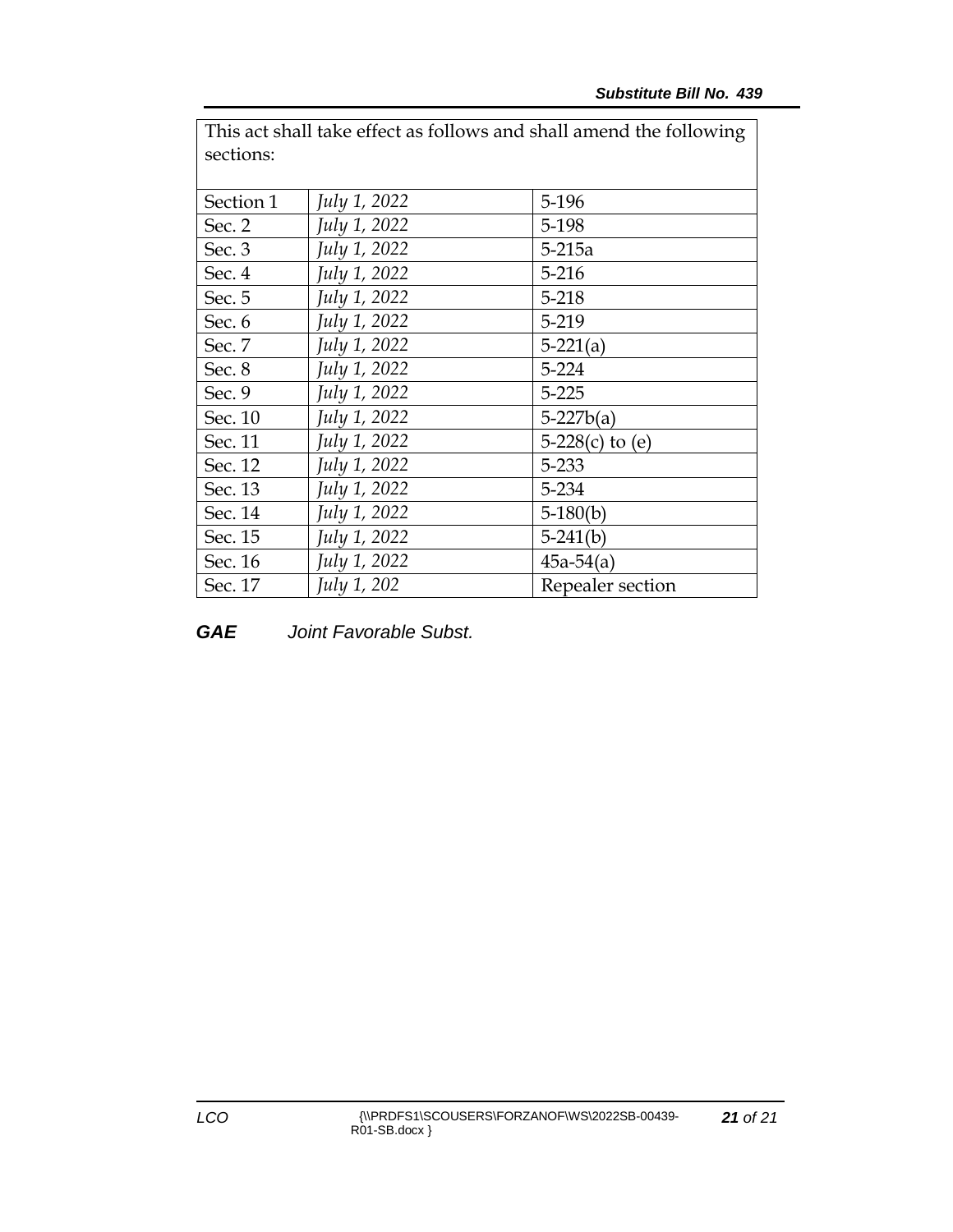This act shall take effect as follows and shall amend the following sections:

| | | |
|---|---|---|
| Section 1 | *July 1, 2022* | 5-196 |
| Sec. 2 | *July 1, 2022* | 5-198 |
| Sec. 3 | *July 1, 2022* | 5-215a |
| Sec. 4 | *July 1, 2022* | 5-216 |
| Sec. 5 | *July 1, 2022* | 5-218 |
| Sec. 6 | *July 1, 2022* | 5-219 |
| Sec. 7 | *July 1, 2022* | 5-221(a) |
| Sec. 8 | *July 1, 2022* | 5-224 |
| Sec. 9 | *July 1, 2022* | 5-225 |
| Sec. 10 | *July 1, 2022* | 5-227b(a) |
| Sec. 11 | *July 1, 2022* | 5-228(c) to (e) |
| Sec. 12 | *July 1, 2022* | 5-233 |
| Sec. 13 | *July 1, 2022* | 5-234 |
| Sec. 14 | *July 1, 2022* | 5-180(b) |
| Sec. 15 | *July 1, 2022* | 5-241(b) |
| Sec. 16 | *July 1, 2022* | 45a-54(a) |
| Sec. 17 | *July 1, 202* | Repealer section |

***GAE*** *Joint Favorable Subst.*